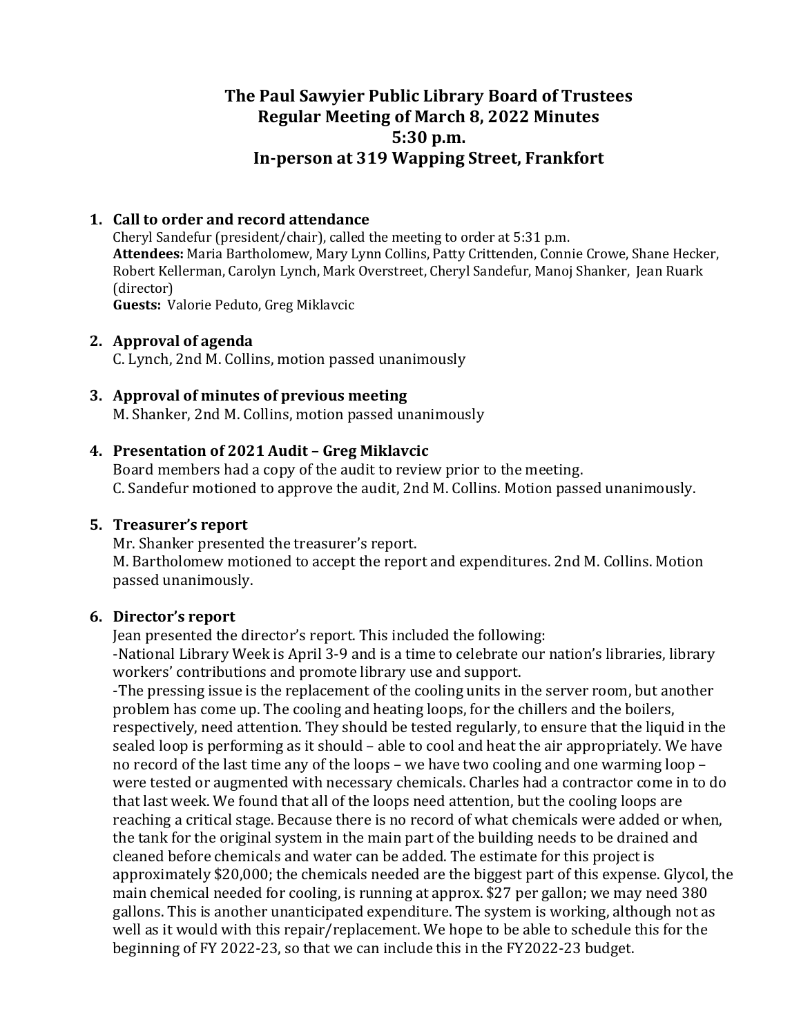# The Paul Sawyier Public Library Board of Trustees
# Regular Meeting of March 8, 2022 Minutes
# 5:30 p.m.
# In-person at 319 Wapping Street, Frankfort

1. **Call to order and record attendance**
   Cheryl Sandefur (president/chair), called the meeting to order at 5:31 p.m.
   **Attendees:** Maria Bartholomew, Mary Lynn Collins, Patty Crittenden, Connie Crowe, Shane Hecker, Robert Kellerman, Carolyn Lynch, Mark Overstreet, Cheryl Sandefur, Manoj Shanker, Jean Ruark (director)
   **Guests:** Valorie Peduto, Greg Miklavcic

2. **Approval of agenda**
   C. Lynch, 2nd M. Collins, motion passed unanimously

3. **Approval of minutes of previous meeting**
   M. Shanker, 2nd M. Collins, motion passed unanimously

4. **Presentation of 2021 Audit – Greg Miklavcic**
   Board members had a copy of the audit to review prior to the meeting.
   C. Sandefur motioned to approve the audit, 2nd M. Collins. Motion passed unanimously.

5. **Treasurer's report**
   Mr. Shanker presented the treasurer's report.
   M. Bartholomew motioned to accept the report and expenditures. 2nd M. Collins. Motion passed unanimously.

6. **Director's report**
   Jean presented the director's report. This included the following:
   -National Library Week is April 3-9 and is a time to celebrate our nation's libraries, library workers' contributions and promote library use and support.
   -The pressing issue is the replacement of the cooling units in the server room, but another problem has come up. The cooling and heating loops, for the chillers and the boilers, respectively, need attention. They should be tested regularly, to ensure that the liquid in the sealed loop is performing as it should – able to cool and heat the air appropriately. We have no record of the last time any of the loops – we have two cooling and one warming loop – were tested or augmented with necessary chemicals. Charles had a contractor come in to do that last week. We found that all of the loops need attention, but the cooling loops are reaching a critical stage. Because there is no record of what chemicals were added or when, the tank for the original system in the main part of the building needs to be drained and cleaned before chemicals and water can be added. The estimate for this project is approximately $20,000; the chemicals needed are the biggest part of this expense. Glycol, the main chemical needed for cooling, is running at approx. $27 per gallon; we may need 380 gallons. This is another unanticipated expenditure. The system is working, although not as well as it would with this repair/replacement. We hope to be able to schedule this for the beginning of FY 2022-23, so that we can include this in the FY2022-23 budget.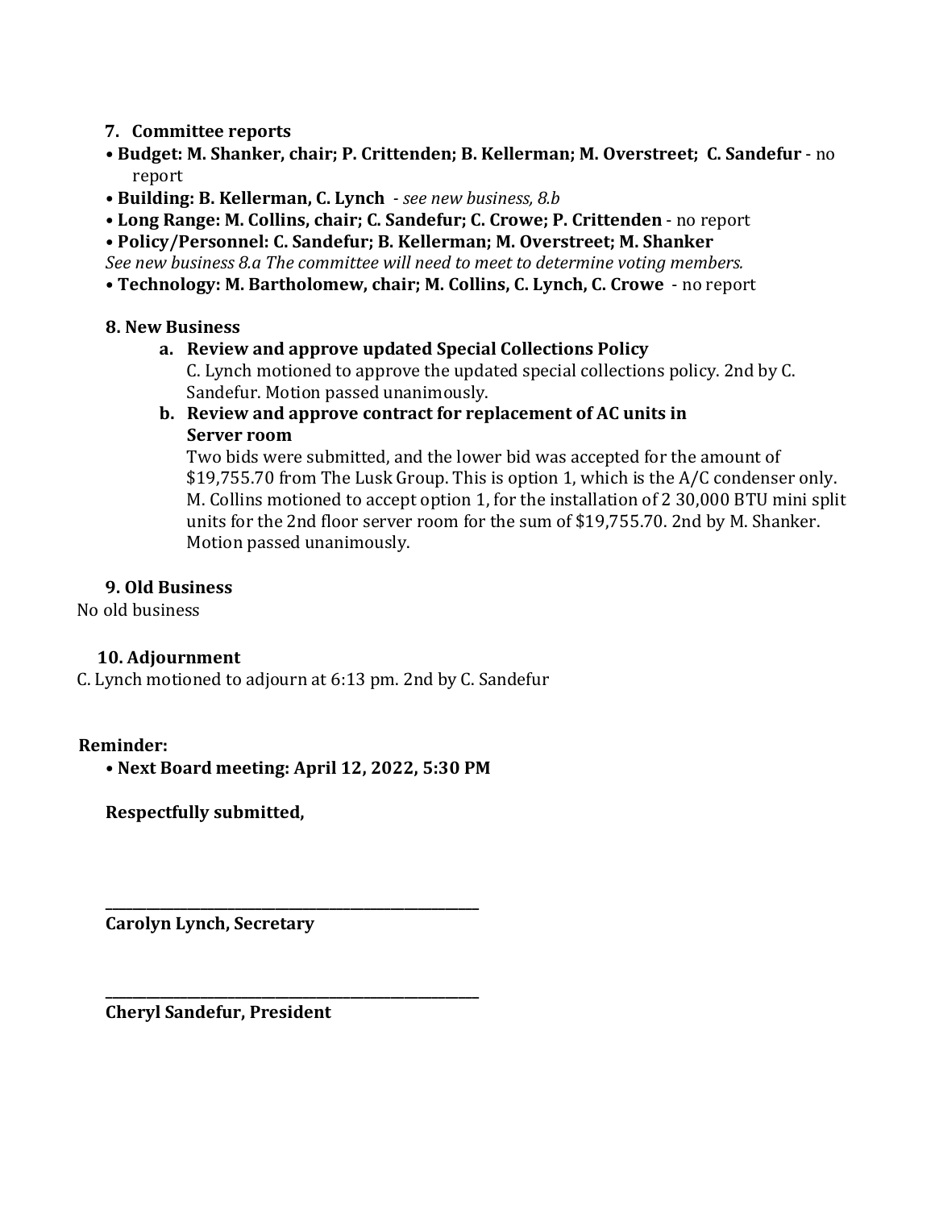## 7. Committee reports

- **Budget: M. Shanker, chair; P. Crittenden; B. Kellerman; M. Overstreet; C. Sandefur** - no report
- **Building: B. Kellerman, C. Lynch** - *see new business, 8.b*
- **Long Range: M. Collins, chair; C. Sandefur; C. Crowe; P. Crittenden** - no report
- **Policy/Personnel: C. Sandefur; B. Kellerman; M. Overstreet; M. Shanker**

*See new business 8.a The committee will need to meet to determine voting members.*

- **Technology: M. Bartholomew, chair; M. Collins, C. Lynch, C. Crowe** - no report

## 8. New Business

a. **Review and approve updated Special Collections Policy**

   C. Lynch motioned to approve the updated special collections policy. 2nd by C. Sandefur. Motion passed unanimously.

b. **Review and approve contract for replacement of AC units in Server room**

   Two bids were submitted, and the lower bid was accepted for the amount of $19,755.70 from The Lusk Group. This is option 1, which is the A/C condenser only. M. Collins motioned to accept option 1, for the installation of 2 30,000 BTU mini split units for the 2nd floor server room for the sum of $19,755.70. 2nd by M. Shanker. Motion passed unanimously.

## 9. Old Business

No old business

## 10. Adjournment

C. Lynch motioned to adjourn at 6:13 pm. 2nd by C. Sandefur

**Reminder:**

- **Next Board meeting: April 12, 2022, 5:30 PM**

**Respectfully submitted,**

\_\_\_\_\_\_\_\_\_\_\_\_\_\_\_\_\_\_\_\_\_\_\_\_\_\_\_\_\_\_\_\_\_\_\_\_\_\_\_\_\_\_

**Carolyn Lynch, Secretary**

\_\_\_\_\_\_\_\_\_\_\_\_\_\_\_\_\_\_\_\_\_\_\_\_\_\_\_\_\_\_\_\_\_\_\_\_\_\_\_\_\_\_

**Cheryl Sandefur, President**